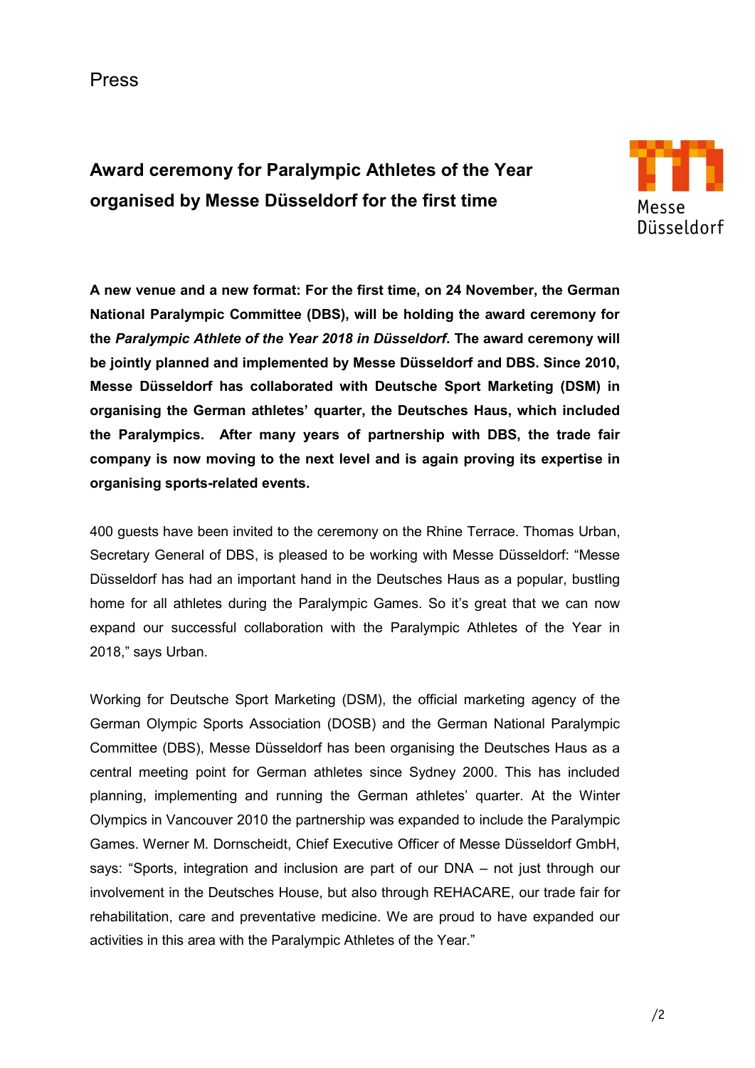Press

# Award ceremony for Paralympic Athletes of the Year organised by Messe Düsseldorf for the first time

**A new venue and a new format: For the first time, on 24 November, the German National Paralympic Committee (DBS), will be holding the award ceremony for the *Paralympic Athlete of the Year 2018 in Düsseldorf*. The award ceremony will be jointly planned and implemented by Messe Düsseldorf and DBS. Since 2010, Messe Düsseldorf has collaborated with Deutsche Sport Marketing (DSM) in organising the German athletes' quarter, the Deutsches Haus, which included the Paralympics. After many years of partnership with DBS, the trade fair company is now moving to the next level and is again proving its expertise in organising sports-related events.**

400 guests have been invited to the ceremony on the Rhine Terrace. Thomas Urban, Secretary General of DBS, is pleased to be working with Messe Düsseldorf: "Messe Düsseldorf has had an important hand in the Deutsches Haus as a popular, bustling home for all athletes during the Paralympic Games. So it's great that we can now expand our successful collaboration with the Paralympic Athletes of the Year in 2018," says Urban.

Working for Deutsche Sport Marketing (DSM), the official marketing agency of the German Olympic Sports Association (DOSB) and the German National Paralympic Committee (DBS), Messe Düsseldorf has been organising the Deutsches Haus as a central meeting point for German athletes since Sydney 2000. This has included planning, implementing and running the German athletes' quarter. At the Winter Olympics in Vancouver 2010 the partnership was expanded to include the Paralympic Games. Werner M. Dornscheidt, Chief Executive Officer of Messe Düsseldorf GmbH, says: "Sports, integration and inclusion are part of our DNA – not just through our involvement in the Deutsches House, but also through REHACARE, our trade fair for rehabilitation, care and preventative medicine. We are proud to have expanded our activities in this area with the Paralympic Athletes of the Year."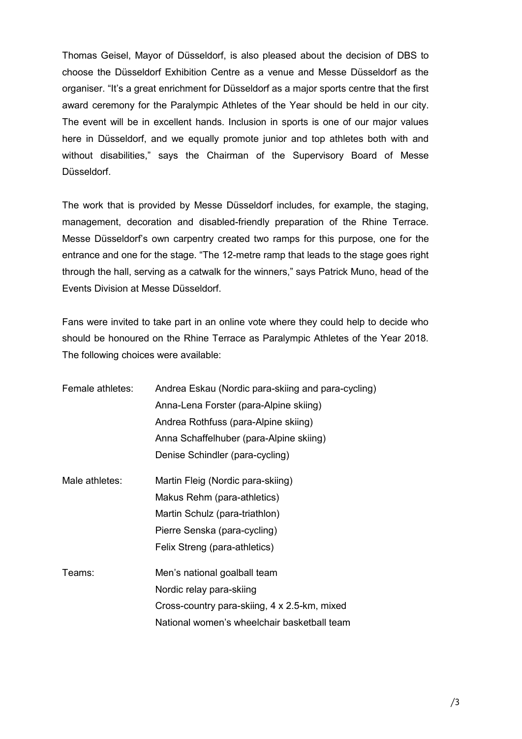Thomas Geisel, Mayor of Düsseldorf, is also pleased about the decision of DBS to choose the Düsseldorf Exhibition Centre as a venue and Messe Düsseldorf as the organiser. "It's a great enrichment for Düsseldorf as a major sports centre that the first award ceremony for the Paralympic Athletes of the Year should be held in our city. The event will be in excellent hands. Inclusion in sports is one of our major values here in Düsseldorf, and we equally promote junior and top athletes both with and without disabilities," says the Chairman of the Supervisory Board of Messe Düsseldorf.

The work that is provided by Messe Düsseldorf includes, for example, the staging, management, decoration and disabled-friendly preparation of the Rhine Terrace. Messe Düsseldorf's own carpentry created two ramps for this purpose, one for the entrance and one for the stage. "The 12-metre ramp that leads to the stage goes right through the hall, serving as a catwalk for the winners," says Patrick Muno, head of the Events Division at Messe Düsseldorf.

Fans were invited to take part in an online vote where they could help to decide who should be honoured on the Rhine Terrace as Paralympic Athletes of the Year 2018. The following choices were available:

Female athletes:
- Andrea Eskau (Nordic para-skiing and para-cycling)
- Anna-Lena Forster (para-Alpine skiing)
- Andrea Rothfuss (para-Alpine skiing)
- Anna Schaffelhuber (para-Alpine skiing)
- Denise Schindler (para-cycling)

Male athletes:
- Martin Fleig (Nordic para-skiing)
- Makus Rehm (para-athletics)
- Martin Schulz (para-triathlon)
- Pierre Senska (para-cycling)
- Felix Streng (para-athletics)

Teams:
- Men's national goalball team
- Nordic relay para-skiing
- Cross-country para-skiing, 4 x 2.5-km, mixed
- National women's wheelchair basketball team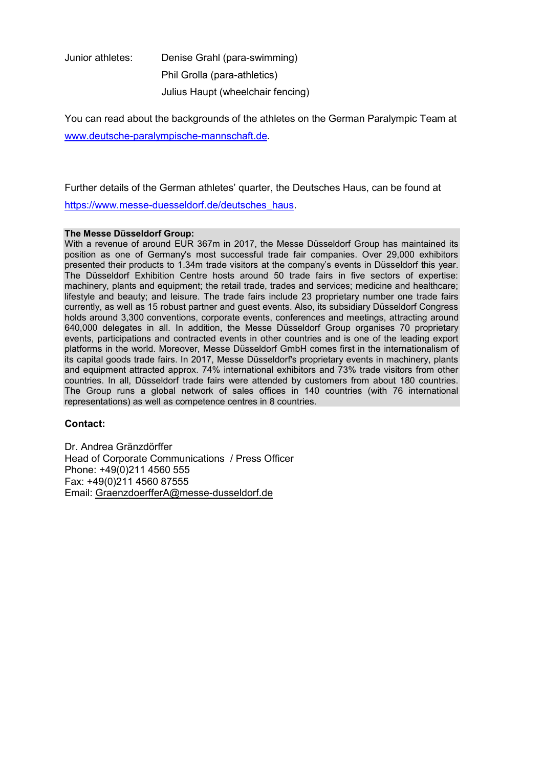Junior athletes: Denise Grahl (para-swimming)
Phil Grolla (para-athletics)
Julius Haupt (wheelchair fencing)

You can read about the backgrounds of the athletes on the German Paralympic Team at www.deutsche-paralympische-mannschaft.de.

Further details of the German athletes' quarter, the Deutsches Haus, can be found at https://www.messe-duesseldorf.de/deutsches_haus.

**The Messe Düsseldorf Group:**
With a revenue of around EUR 367m in 2017, the Messe Düsseldorf Group has maintained its position as one of Germany's most successful trade fair companies. Over 29,000 exhibitors presented their products to 1.34m trade visitors at the company's events in Düsseldorf this year. The Düsseldorf Exhibition Centre hosts around 50 trade fairs in five sectors of expertise: machinery, plants and equipment; the retail trade, trades and services; medicine and healthcare; lifestyle and beauty; and leisure. The trade fairs include 23 proprietary number one trade fairs currently, as well as 15 robust partner and guest events. Also, its subsidiary Düsseldorf Congress holds around 3,300 conventions, corporate events, conferences and meetings, attracting around 640,000 delegates in all. In addition, the Messe Düsseldorf Group organises 70 proprietary events, participations and contracted events in other countries and is one of the leading export platforms in the world. Moreover, Messe Düsseldorf GmbH comes first in the internationalism of its capital goods trade fairs. In 2017, Messe Düsseldorf's proprietary events in machinery, plants and equipment attracted approx. 74% international exhibitors and 73% trade visitors from other countries. In all, Düsseldorf trade fairs were attended by customers from about 180 countries. The Group runs a global network of sales offices in 140 countries (with 76 international representations) as well as competence centres in 8 countries.

**Contact:**

Dr. Andrea Gränzdörffer
Head of Corporate Communications / Press Officer
Phone: +49(0)211 4560 555
Fax: +49(0)211 4560 87555
Email: GraenzdoerfferA@messe-dusseldorf.de